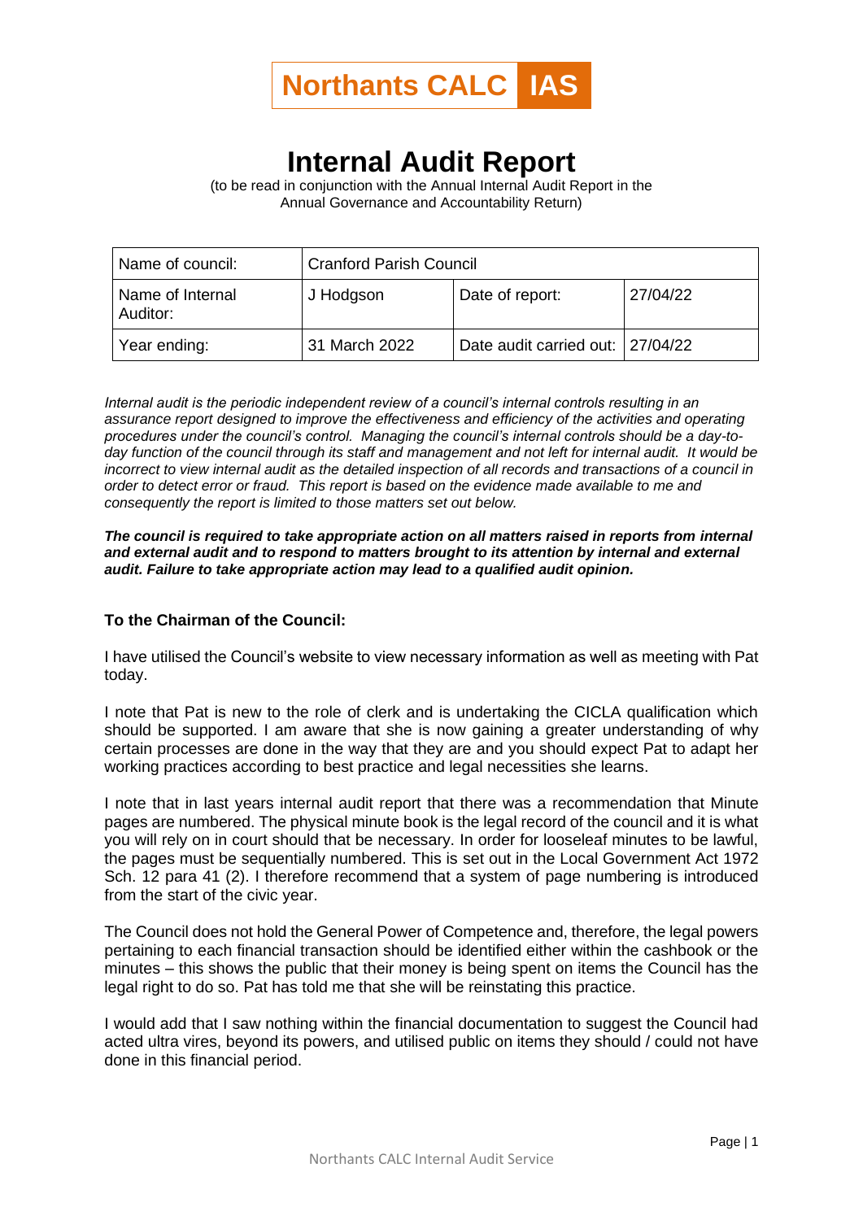**Northants CALC IAS**

# Internal Audit Report

(to be read in conjunction with the Annual Internal Audit Report in the Annual Governance and Accountability Return)

| Name of council: | Cranford Parish Council | | |
|---|---|---|---|
| Name of Internal Auditor: | J Hodgson | Date of report: | 27/04/22 |
| Year ending: | 31 March 2022 | Date audit carried out: | 27/04/22 |

*Internal audit is the periodic independent review of a council's internal controls resulting in an assurance report designed to improve the effectiveness and efficiency of the activities and operating procedures under the council's control. Managing the council's internal controls should be a day-to-day function of the council through its staff and management and not left for internal audit. It would be incorrect to view internal audit as the detailed inspection of all records and transactions of a council in order to detect error or fraud. This report is based on the evidence made available to me and consequently the report is limited to those matters set out below.*

***The council is required to take appropriate action on all matters raised in reports from internal and external audit and to respond to matters brought to its attention by internal and external audit. Failure to take appropriate action may lead to a qualified audit opinion.***

**To the Chairman of the Council:**

I have utilised the Council's website to view necessary information as well as meeting with Pat today.

I note that Pat is new to the role of clerk and is undertaking the CICLA qualification which should be supported. I am aware that she is now gaining a greater understanding of why certain processes are done in the way that they are and you should expect Pat to adapt her working practices according to best practice and legal necessities she learns.

I note that in last years internal audit report that there was a recommendation that Minute pages are numbered. The physical minute book is the legal record of the council and it is what you will rely on in court should that be necessary. In order for looseleaf minutes to be lawful, the pages must be sequentially numbered. This is set out in the Local Government Act 1972 Sch. 12 para 41 (2). I therefore recommend that a system of page numbering is introduced from the start of the civic year.

The Council does not hold the General Power of Competence and, therefore, the legal powers pertaining to each financial transaction should be identified either within the cashbook or the minutes – this shows the public that their money is being spent on items the Council has the legal right to do so. Pat has told me that she will be reinstating this practice.

I would add that I saw nothing within the financial documentation to suggest the Council had acted ultra vires, beyond its powers, and utilised public on items they should / could not have done in this financial period.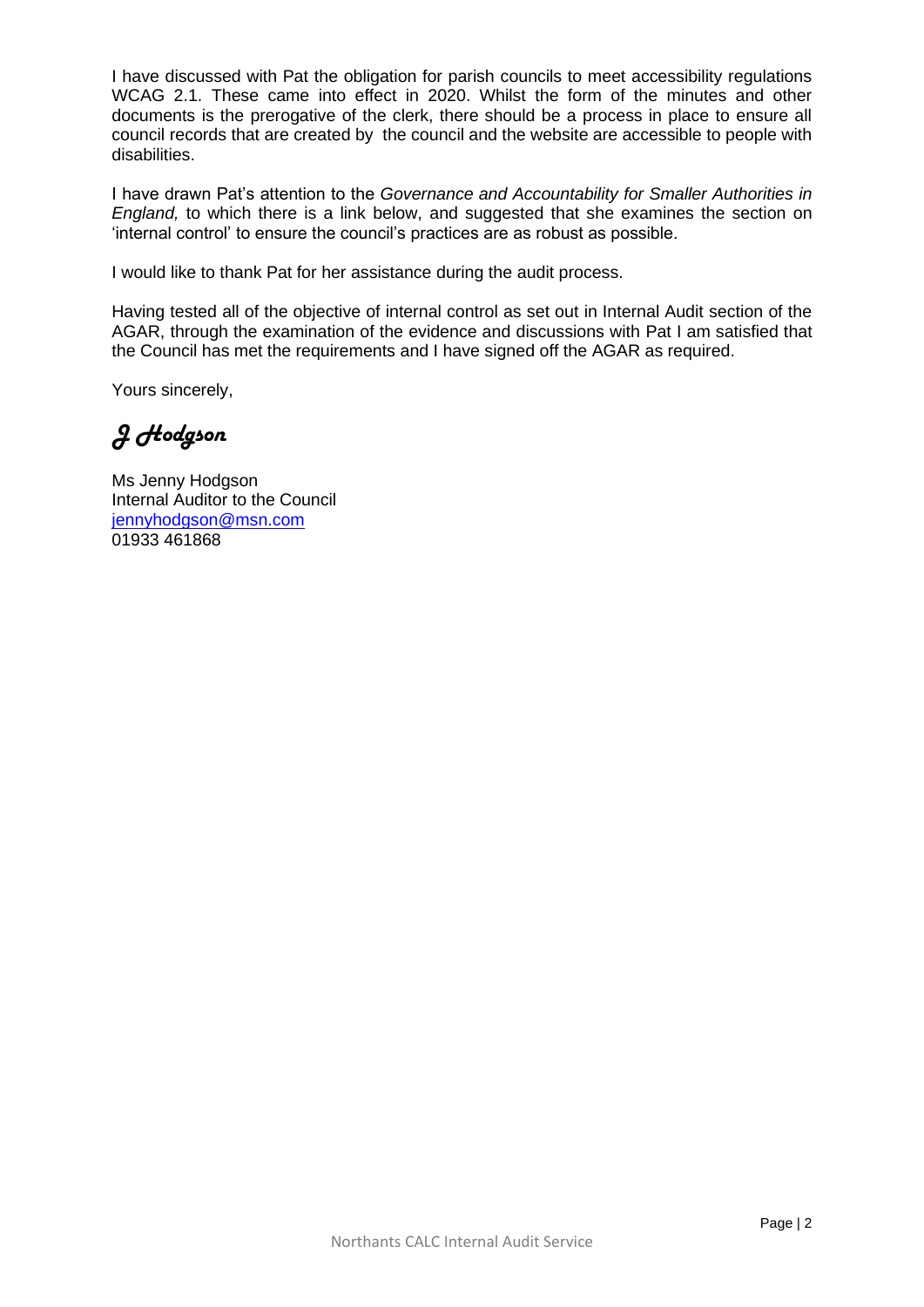I have discussed with Pat the obligation for parish councils to meet accessibility regulations WCAG 2.1. These came into effect in 2020. Whilst the form of the minutes and other documents is the prerogative of the clerk, there should be a process in place to ensure all council records that are created by the council and the website are accessible to people with disabilities.

I have drawn Pat's attention to the *Governance and Accountability for Smaller Authorities in England,* to which there is a link below, and suggested that she examines the section on 'internal control' to ensure the council's practices are as robust as possible.

I would like to thank Pat for her assistance during the audit process.

Having tested all of the objective of internal control as set out in Internal Audit section of the AGAR, through the examination of the evidence and discussions with Pat I am satisfied that the Council has met the requirements and I have signed off the AGAR as required.

Yours sincerely,

*J Hodgson*

Ms Jenny Hodgson
Internal Auditor to the Council
jennyhodgson@msn.com
01933 461868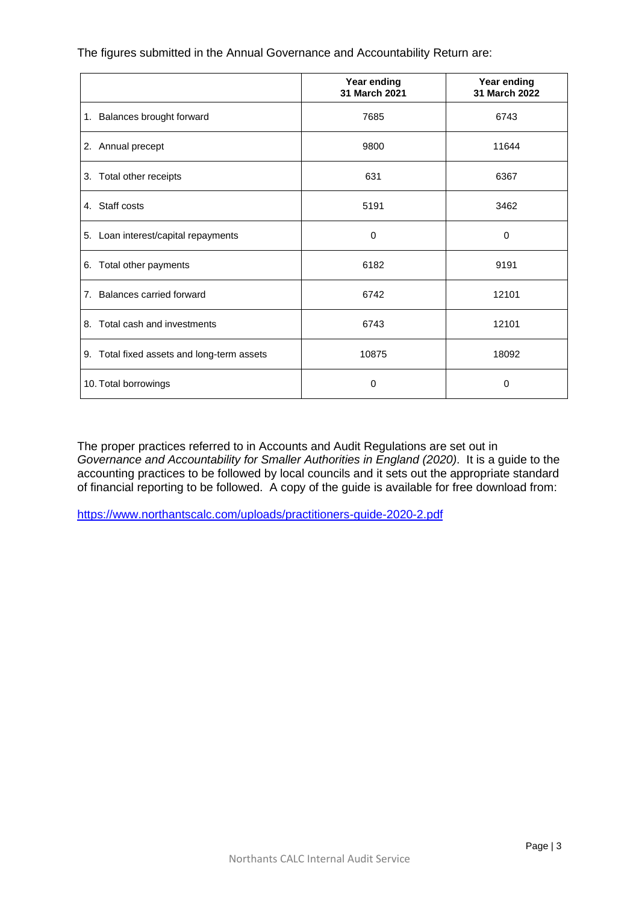The figures submitted in the Annual Governance and Accountability Return are:

| | Year ending 31 March 2021 | Year ending 31 March 2022 |
|---|---|---|
| 1. Balances brought forward | 7685 | 6743 |
| 2. Annual precept | 9800 | 11644 |
| 3. Total other receipts | 631 | 6367 |
| 4. Staff costs | 5191 | 3462 |
| 5. Loan interest/capital repayments | 0 | 0 |
| 6. Total other payments | 6182 | 9191 |
| 7. Balances carried forward | 6742 | 12101 |
| 8. Total cash and investments | 6743 | 12101 |
| 9. Total fixed assets and long-term assets | 10875 | 18092 |
| 10. Total borrowings | 0 | 0 |

The proper practices referred to in Accounts and Audit Regulations are set out in *Governance and Accountability for Smaller Authorities in England (2020)*. It is a guide to the accounting practices to be followed by local councils and it sets out the appropriate standard of financial reporting to be followed. A copy of the guide is available for free download from:

https://www.northantscalc.com/uploads/practitioners-guide-2020-2.pdf